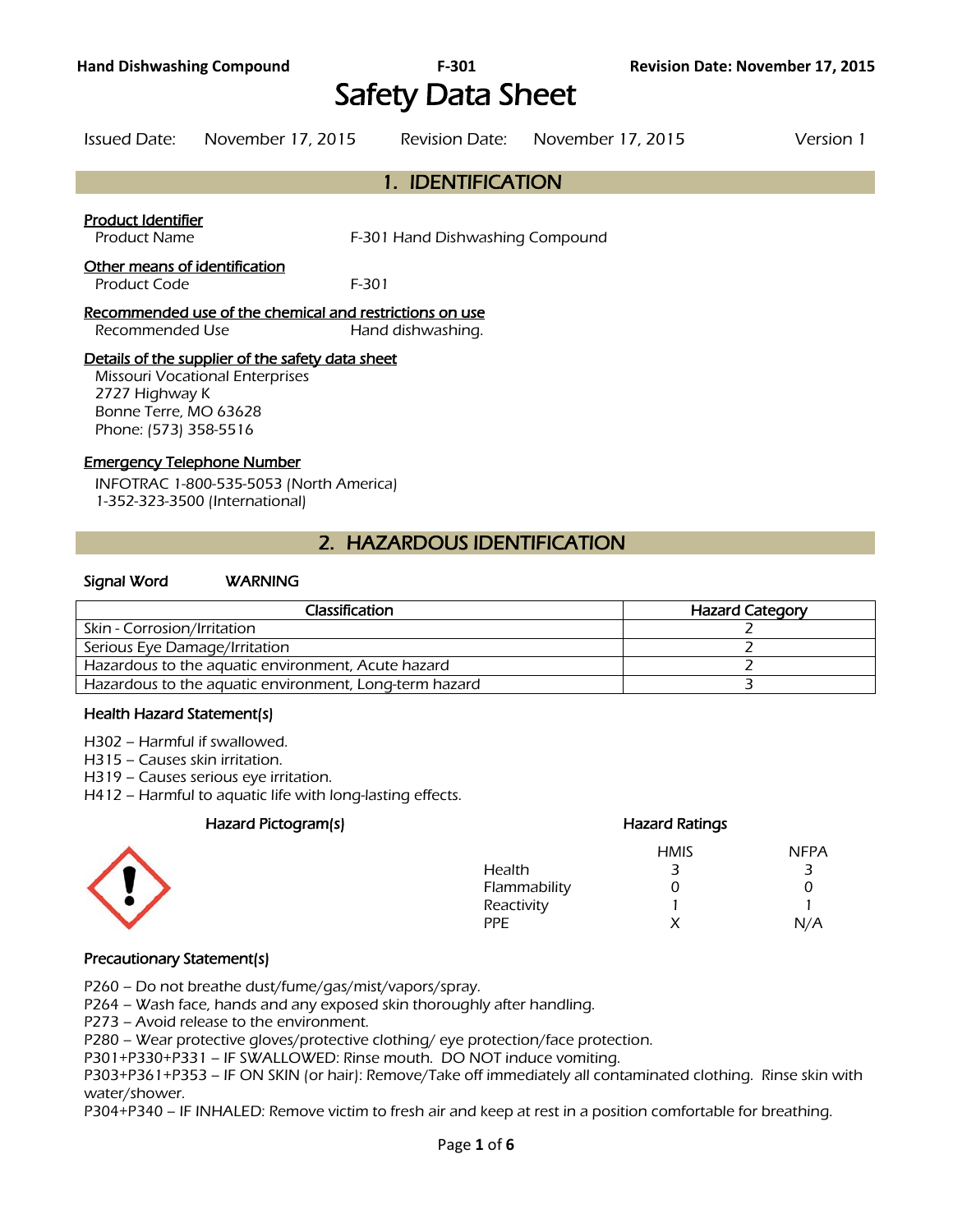# Safety Data Sheet

Issued Date: November 17, 2015 Revision Date: November 17, 2015 Version 1

## 1. IDENTIFICATION

**Product Identifier**

Product Name F-301 Hand Dishwashing Compound

**Other means of identification**

Product Code F-301

**Recommended use of the chemical and restrictions on use**

Recommended Use Hand dishwashing.

**Details of the supplier of the safety data sheet**

Missouri Vocational Enterprises
2727 Highway K
Bonne Terre, MO 63628
Phone: (573) 358-5516

**Emergency Telephone Number**

INFOTRAC 1-800-535-5053 (North America)
1-352-323-3500 (International)

## 2. HAZARDOUS IDENTIFICATION

**Signal Word** WARNING

| Classification | Hazard Category |
|---|---|
| Skin - Corrosion/Irritation | 2 |
| Serious Eye Damage/Irritation | 2 |
| Hazardous to the aquatic environment, Acute hazard | 2 |
| Hazardous to the aquatic environment, Long-term hazard | 3 |

**Health Hazard Statement(s)**

H302 – Harmful if swallowed.
H315 – Causes skin irritation.
H319 – Causes serious eye irritation.
H412 – Harmful to aquatic life with long-lasting effects.

**Hazard Pictogram(s)**

**Hazard Ratings**

| | HMIS | NFPA |
|---|---|---|
| Health | 3 | 3 |
| Flammability | 0 | 0 |
| Reactivity | 1 | 1 |
| PPE | X | N/A |

**Precautionary Statement(s)**

P260 – Do not breathe dust/fume/gas/mist/vapors/spray.
P264 – Wash face, hands and any exposed skin thoroughly after handling.
P273 – Avoid release to the environment.
P280 – Wear protective gloves/protective clothing/ eye protection/face protection.
P301+P330+P331 – IF SWALLOWED: Rinse mouth. DO NOT induce vomiting.
P303+P361+P353 – IF ON SKIN (or hair): Remove/Take off immediately all contaminated clothing. Rinse skin with water/shower.
P304+P340 – IF INHALED: Remove victim to fresh air and keep at rest in a position comfortable for breathing.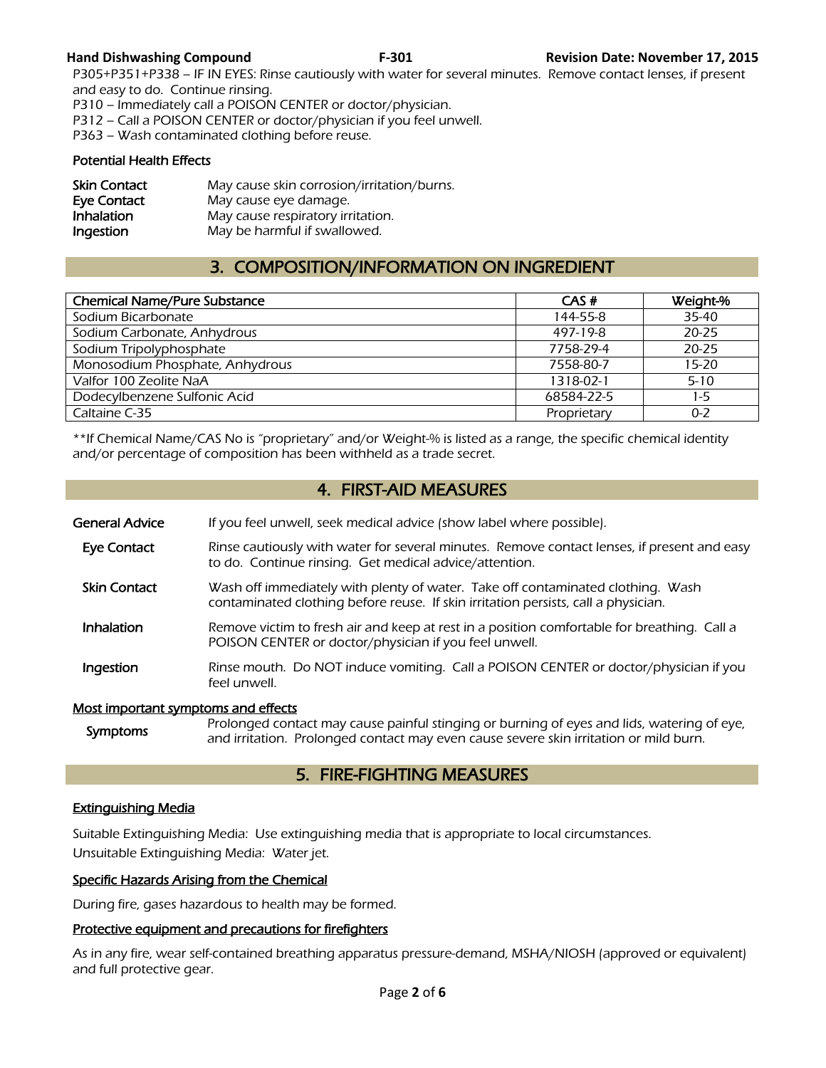P305+P351+P338 – IF IN EYES: Rinse cautiously with water for several minutes. Remove contact lenses, if present and easy to do. Continue rinsing.
P310 – Immediately call a POISON CENTER or doctor/physician.
P312 – Call a POISON CENTER or doctor/physician if you feel unwell.
P363 – Wash contaminated clothing before reuse.

#### Potential Health Effects

| | |
|---|---|
| **Skin Contact** | May cause skin corrosion/irritation/burns. |
| **Eye Contact** | May cause eye damage. |
| **Inhalation** | May cause respiratory irritation. |
| **Ingestion** | May be harmful if swallowed. |

## 3. COMPOSITION/INFORMATION ON INGREDIENT

| Chemical Name/Pure Substance | CAS # | Weight-% |
|---|---|---|
| Sodium Bicarbonate | 144-55-8 | 35-40 |
| Sodium Carbonate, Anhydrous | 497-19-8 | 20-25 |
| Sodium Tripolyphosphate | 7758-29-4 | 20-25 |
| Monosodium Phosphate, Anhydrous | 7558-80-7 | 15-20 |
| Valfor 100 Zeolite NaA | 1318-02-1 | 5-10 |
| Dodecylbenzene Sulfonic Acid | 68584-22-5 | 1-5 |
| Caltaine C-35 | Proprietary | 0-2 |

**If Chemical Name/CAS No is "proprietary" and/or Weight-% is listed as a range, the specific chemical identity and/or percentage of composition has been withheld as a trade secret.

## 4. FIRST-AID MEASURES

| | |
|---|---|
| **General Advice** | If you feel unwell, seek medical advice (show label where possible). |
| **Eye Contact** | Rinse cautiously with water for several minutes. Remove contact lenses, if present and easy to do. Continue rinsing. Get medical advice/attention. |
| **Skin Contact** | Wash off immediately with plenty of water. Take off contaminated clothing. Wash contaminated clothing before reuse. If skin irritation persists, call a physician. |
| **Inhalation** | Remove victim to fresh air and keep at rest in a position comfortable for breathing. Call a POISON CENTER or doctor/physician if you feel unwell. |
| **Ingestion** | Rinse mouth. Do NOT induce vomiting. Call a POISON CENTER or doctor/physician if you feel unwell. |

#### Most important symptoms and effects

| | |
|---|---|
| **Symptoms** | Prolonged contact may cause painful stinging or burning of eyes and lids, watering of eye, and irritation. Prolonged contact may even cause severe skin irritation or mild burn. |

## 5. FIRE-FIGHTING MEASURES

#### Extinguishing Media

Suitable Extinguishing Media: Use extinguishing media that is appropriate to local circumstances.
Unsuitable Extinguishing Media: Water jet.

#### Specific Hazards Arising from the Chemical

During fire, gases hazardous to health may be formed.

#### Protective equipment and precautions for firefighters

As in any fire, wear self-contained breathing apparatus pressure-demand, MSHA/NIOSH (approved or equivalent) and full protective gear.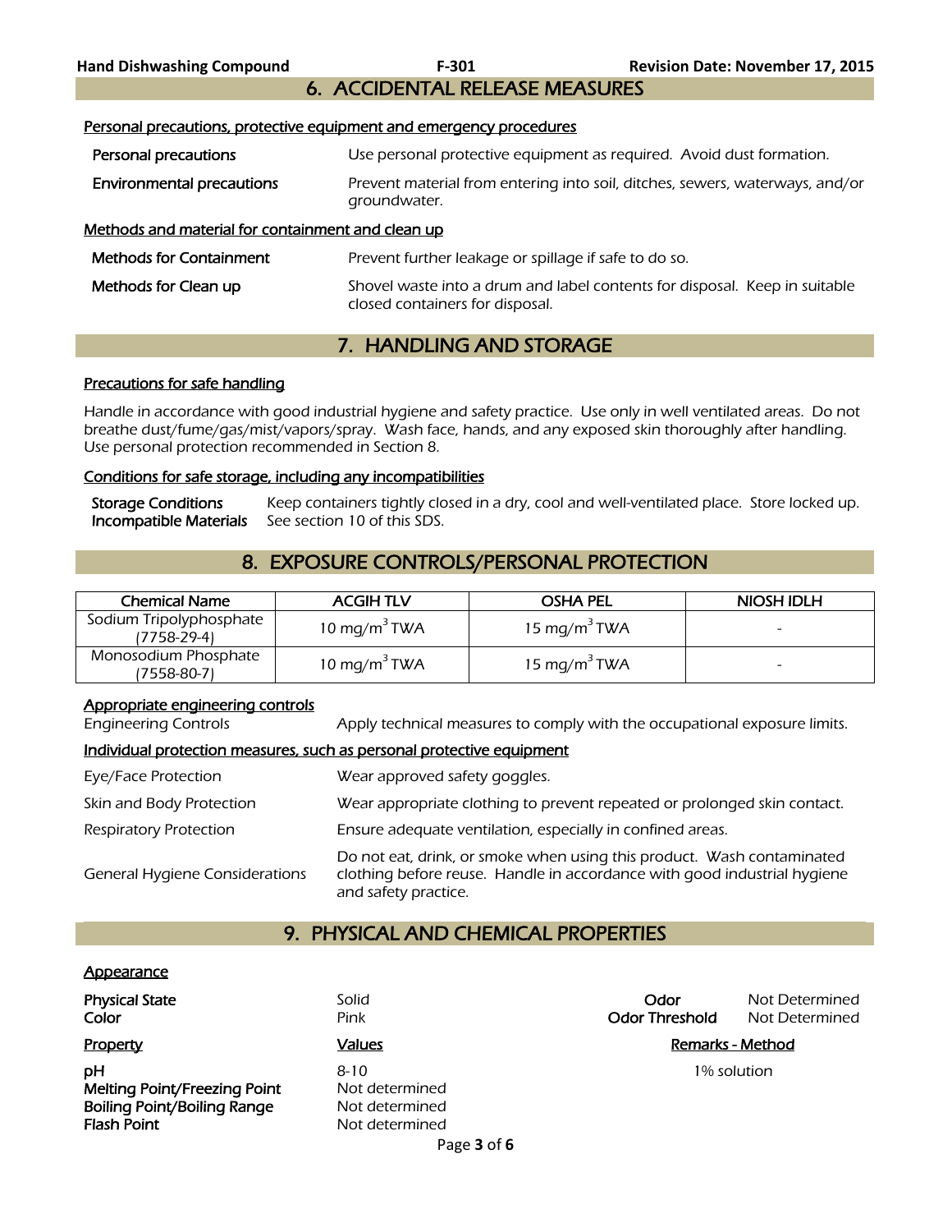## 6. ACCIDENTAL RELEASE MEASURES

### Personal precautions, protective equipment and emergency procedures

**Personal precautions** Use personal protective equipment as required. Avoid dust formation.

**Environmental precautions** Prevent material from entering into soil, ditches, sewers, waterways, and/or groundwater.

### Methods and material for containment and clean up

**Methods for Containment** Prevent further leakage or spillage if safe to do so.

**Methods for Clean up** Shovel waste into a drum and label contents for disposal. Keep in suitable closed containers for disposal.

## 7. HANDLING AND STORAGE

### Precautions for safe handling

Handle in accordance with good industrial hygiene and safety practice. Use only in well ventilated areas. Do not breathe dust/fume/gas/mist/vapors/spray. Wash face, hands, and any exposed skin thoroughly after handling. Use personal protection recommended in Section 8.

### Conditions for safe storage, including any incompatibilities

**Storage Conditions** Keep containers tightly closed in a dry, cool and well-ventilated place. Store locked up.
**Incompatible Materials** See section 10 of this SDS.

## 8. EXPOSURE CONTROLS/PERSONAL PROTECTION

| Chemical Name | ACGIH TLV | OSHA PEL | NIOSH IDLH |
|---|---|---|---|
| Sodium Tripolyphosphate (7758-29-4) | 10 mg/m$^3$ TWA | 15 mg/m$^3$ TWA | - |
| Monosodium Phosphate (7558-80-7) | 10 mg/m$^3$ TWA | 15 mg/m$^3$ TWA | - |

### Appropriate engineering controls

Engineering Controls Apply technical measures to comply with the occupational exposure limits.

### Individual protection measures, such as personal protective equipment

Eye/Face Protection Wear approved safety goggles.

Skin and Body Protection Wear appropriate clothing to prevent repeated or prolonged skin contact.

Respiratory Protection Ensure adequate ventilation, especially in confined areas.

General Hygiene Considerations Do not eat, drink, or smoke when using this product. Wash contaminated clothing before reuse. Handle in accordance with good industrial hygiene and safety practice.

## 9. PHYSICAL AND CHEMICAL PROPERTIES

### Appearance

**Physical State** Solid
**Color** Pink
**Odor** Not Determined
**Odor Threshold** Not Determined

| Property | Values | Remarks - Method |
|---|---|---|
| **pH** | 8-10 | 1% solution |
| **Melting Point/Freezing Point** | Not determined | |
| **Boiling Point/Boiling Range** | Not determined | |
| **Flash Point** | Not determined | |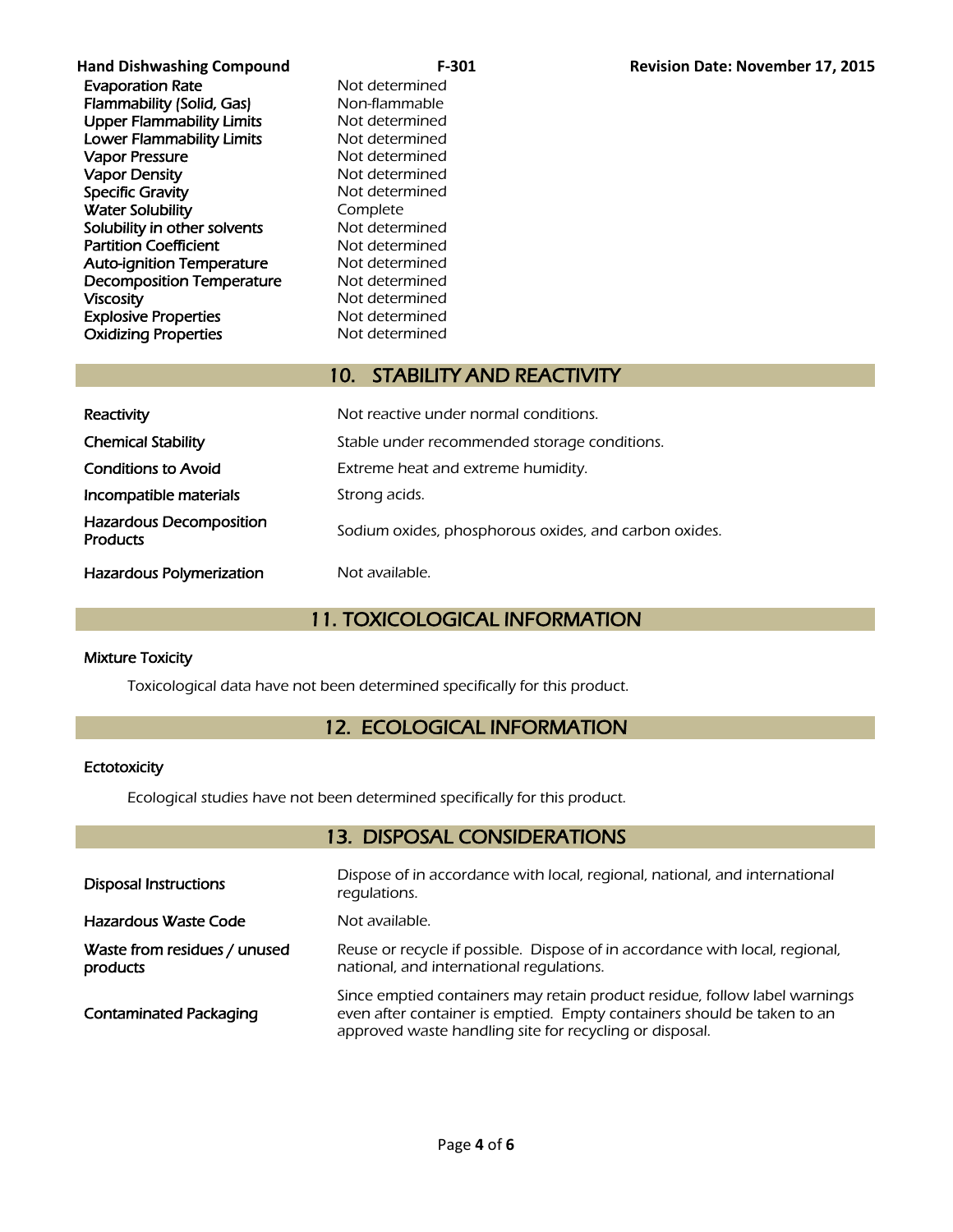| | |
|---|---|
| Evaporation Rate | Not determined |
| Flammability (Solid, Gas) | Non-flammable |
| Upper Flammability Limits | Not determined |
| Lower Flammability Limits | Not determined |
| Vapor Pressure | Not determined |
| Vapor Density | Not determined |
| Specific Gravity | Not determined |
| Water Solubility | Complete |
| Solubility in other solvents | Not determined |
| Partition Coefficient | Not determined |
| Auto-ignition Temperature | Not determined |
| Decomposition Temperature | Not determined |
| Viscosity | Not determined |
| Explosive Properties | Not determined |
| Oxidizing Properties | Not determined |

## 10. STABILITY AND REACTIVITY

| | |
|---|---|
| Reactivity | Not reactive under normal conditions. |
| Chemical Stability | Stable under recommended storage conditions. |
| Conditions to Avoid | Extreme heat and extreme humidity. |
| Incompatible materials | Strong acids. |
| Hazardous Decomposition Products | Sodium oxides, phosphorous oxides, and carbon oxides. |
| Hazardous Polymerization | Not available. |

## 11. TOXICOLOGICAL INFORMATION

**Mixture Toxicity**

Toxicological data have not been determined specifically for this product.

## 12. ECOLOGICAL INFORMATION

**Ectotoxicity**

Ecological studies have not been determined specifically for this product.

## 13. DISPOSAL CONSIDERATIONS

| | |
|---|---|
| Disposal Instructions | Dispose of in accordance with local, regional, national, and international regulations. |
| Hazardous Waste Code | Not available. |
| Waste from residues / unused products | Reuse or recycle if possible. Dispose of in accordance with local, regional, national, and international regulations. |
| Contaminated Packaging | Since emptied containers may retain product residue, follow label warnings even after container is emptied. Empty containers should be taken to an approved waste handling site for recycling or disposal. |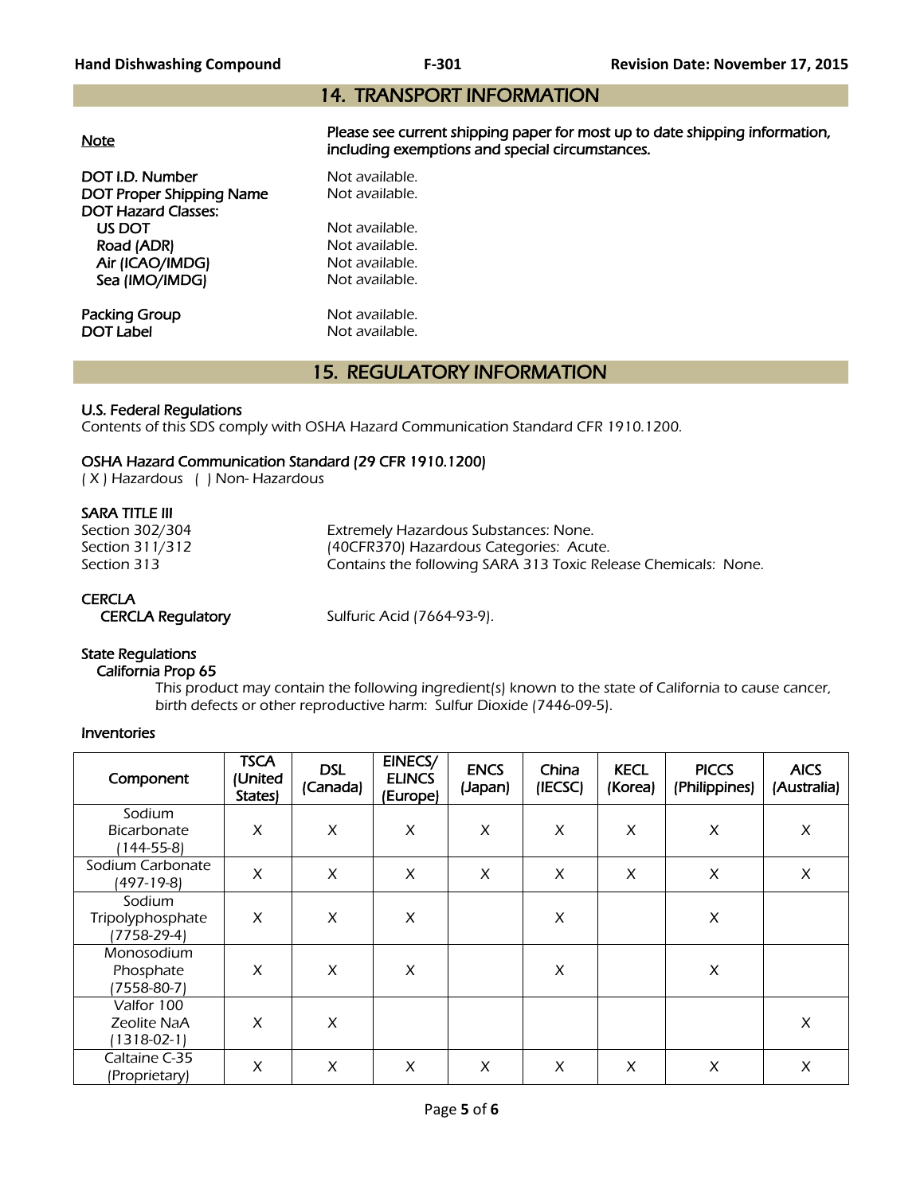## 14. TRANSPORT INFORMATION

Note — Please see current shipping paper for most up to date shipping information, including exemptions and special circumstances.

DOT I.D. Number — Not available.
DOT Proper Shipping Name — Not available.
DOT Hazard Classes:
- US DOT — Not available.
- Road (ADR) — Not available.
- Air (ICAO/IMDG) — Not available.
- Sea (IMO/IMDG) — Not available.

Packing Group — Not available.
DOT Label — Not available.

## 15. REGULATORY INFORMATION

### U.S. Federal Regulations

Contents of this SDS comply with OSHA Hazard Communication Standard CFR 1910.1200.

### OSHA Hazard Communication Standard (29 CFR 1910.1200)

( X ) Hazardous ( ) Non- Hazardous

### SARA TITLE III

Section 302/304 — Extremely Hazardous Substances: None.
Section 311/312 — (40CFR370) Hazardous Categories: Acute.
Section 313 — Contains the following SARA 313 Toxic Release Chemicals: None.

### CERCLA

CERCLA Regulatory — Sulfuric Acid (7664-93-9).

### State Regulations

#### California Prop 65

This product may contain the following ingredient(s) known to the state of California to cause cancer, birth defects or other reproductive harm: Sulfur Dioxide (7446-09-5).

### Inventories

| Component | TSCA (United States) | DSL (Canada) | EINECS/ ELINCS (Europe) | ENCS (Japan) | China (IECSC) | KECL (Korea) | PICCS (Philippines) | AICS (Australia) |
|---|---|---|---|---|---|---|---|---|
| Sodium Bicarbonate (144-55-8) | X | X | X | X | X | X | X | X |
| Sodium Carbonate (497-19-8) | X | X | X | X | X | X | X | X |
| Sodium Tripolyphosphate (7758-29-4) | X | X | X | | X | | X | |
| Monosodium Phosphate (7558-80-7) | X | X | X | | X | | X | |
| Valfor 100 Zeolite NaA (1318-02-1) | X | X | | | | | | X |
| Caltaine C-35 (Proprietary) | X | X | X | X | X | X | X | X |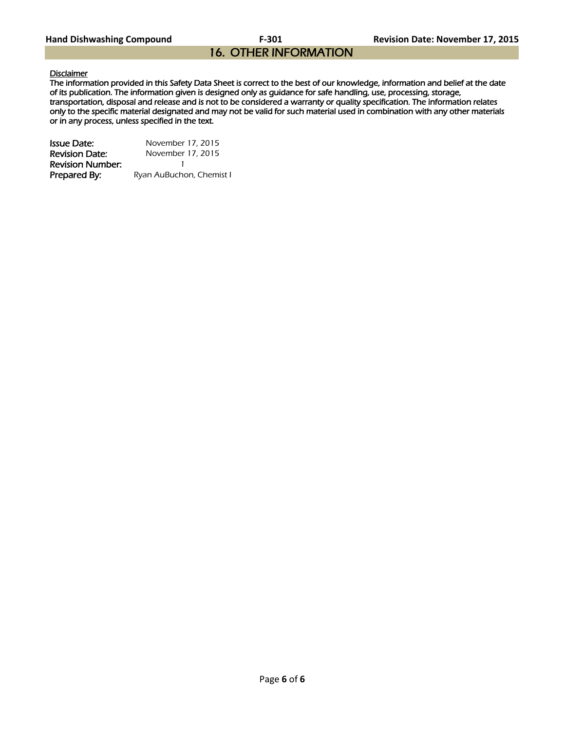## 16. OTHER INFORMATION

Disclaimer

The information provided in this Safety Data Sheet is correct to the best of our knowledge, information and belief at the date of its publication. The information given is designed only as guidance for safe handling, use, processing, storage, transportation, disposal and release and is not to be considered a warranty or quality specification. The information relates only to the specific material designated and may not be valid for such material used in combination with any other materials or in any process, unless specified in the text.

**Issue Date:** November 17, 2015
**Revision Date:** November 17, 2015
**Revision Number:** 1
**Prepared By:** Ryan AuBuchon, Chemist I